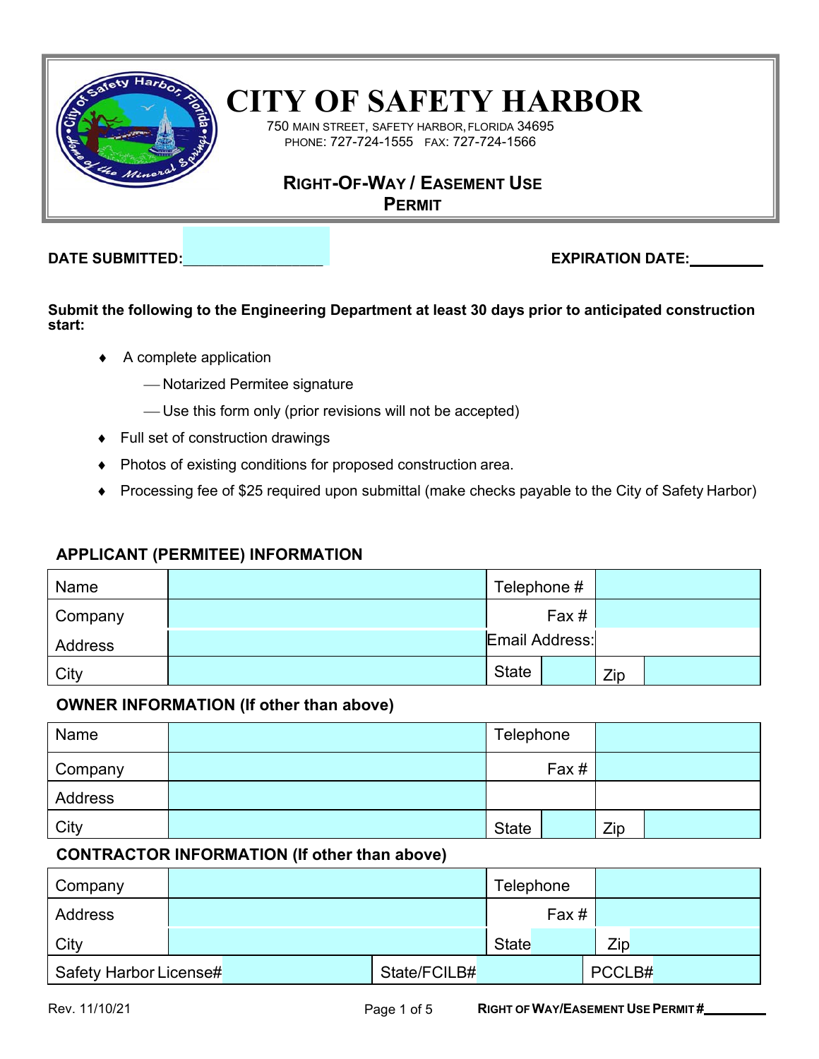# CITY OF SAFETY HARBOR

750 MAIN STREET, SAFETY HARBOR, FLORIDA 34695
PHONE: 727-724-1555 FAX: 727-724-1566

## RIGHT-OF-WAY / EASEMENT USE PERMIT

**DATE SUBMITTED:**_________________ **EXPIRATION DATE:**_________

**Submit the following to the Engineering Department at least 30 days prior to anticipated construction start:**

- A complete application
  - Notarized Permitee signature
  - Use this form only (prior revisions will not be accepted)
- Full set of construction drawings
- Photos of existing conditions for proposed construction area.
- Processing fee of $25 required upon submittal (make checks payable to the City of Safety Harbor)

### APPLICANT (PERMITEE) INFORMATION

| Name | | Telephone # | | | |
|---|---|---|---|---|---|
| Company | | Fax # | | | |
| Address | | Email Address: | | | |
| City | | State | | Zip | |

### OWNER INFORMATION (If other than above)

| Name | | Telephone | | | |
|---|---|---|---|---|---|
| Company | | Fax # | | | |
| Address | | | | | |
| City | | State | | Zip | |

### CONTRACTOR INFORMATION (If other than above)

| Company | | Telephone | | | |
|---|---|---|---|---|---|
| Address | | Fax # | | | |
| City | | State | | Zip | |
| Safety Harbor License# | | State/FCILB# | | PCCLB# | |

Rev. 11/10/21

RIGHT OF WAY/EASEMENT USE PERMIT #_________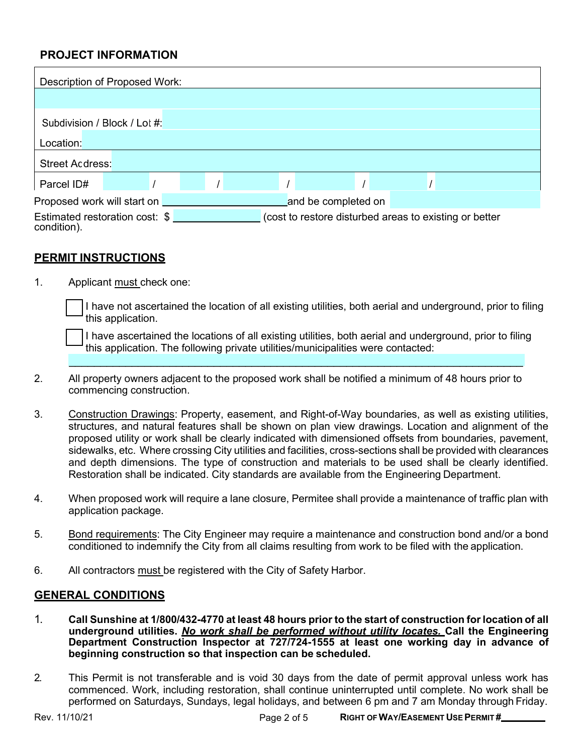## PROJECT INFORMATION

Description of Proposed Work:

Subdivision / Block / Lot #:

Location:

Street Address:

Parcel ID# \_\_\_\_\_ / \_\_\_\_\_ / \_\_\_\_\_ / \_\_\_\_\_ / \_\_\_\_\_ / \_\_\_\_\_

Proposed work will start on \_\_\_\_\_\_\_\_\_\_\_\_\_\_\_\_\_\_\_\_ and be completed on \_\_\_\_\_\_\_\_\_\_\_\_\_\_\_\_\_\_\_\_

Estimated restoration cost: $ \_\_\_\_\_\_\_\_\_\_\_\_\_\_\_\_ (cost to restore disturbed areas to existing or better condition).

## PERMIT INSTRUCTIONS

1. Applicant must check one:

   ☐ I have not ascertained the location of all existing utilities, both aerial and underground, prior to filing this application.

   ☐ I have ascertained the locations of all existing utilities, both aerial and underground, prior to filing this application. The following private utilities/municipalities were contacted: \_\_\_\_\_\_\_\_\_\_\_\_\_\_\_\_\_\_\_\_\_\_\_\_\_\_\_\_\_\_\_\_\_\_\_\_\_\_\_\_

2. All property owners adjacent to the proposed work shall be notified a minimum of 48 hours prior to commencing construction.

3. Construction Drawings: Property, easement, and Right-of-Way boundaries, as well as existing utilities, structures, and natural features shall be shown on plan view drawings. Location and alignment of the proposed utility or work shall be clearly indicated with dimensioned offsets from boundaries, pavement, sidewalks, etc. Where crossing City utilities and facilities, cross-sections shall be provided with clearances and depth dimensions. The type of construction and materials to be used shall be clearly identified. Restoration shall be indicated. City standards are available from the Engineering Department.

4. When proposed work will require a lane closure, Permitee shall provide a maintenance of traffic plan with application package.

5. Bond requirements: The City Engineer may require a maintenance and construction bond and/or a bond conditioned to indemnify the City from all claims resulting from work to be filed with the application.

6. All contractors must be registered with the City of Safety Harbor.

## GENERAL CONDITIONS

1. **Call Sunshine at 1/800/432-4770 at least 48 hours prior to the start of construction for location of all underground utilities. *No work shall be performed without utility locates.* Call the Engineering Department Construction Inspector at 727/724-1555 at least one working day in advance of beginning construction so that inspection can be scheduled.**

2. This Permit is not transferable and is void 30 days from the date of permit approval unless work has commenced. Work, including restoration, shall continue uninterrupted until complete. No work shall be performed on Saturdays, Sundays, legal holidays, and between 6 pm and 7 am Monday through Friday.

Rev. 11/10/21 RIGHT OF WAY/EASEMENT USE PERMIT # \_\_\_\_\_\_\_\_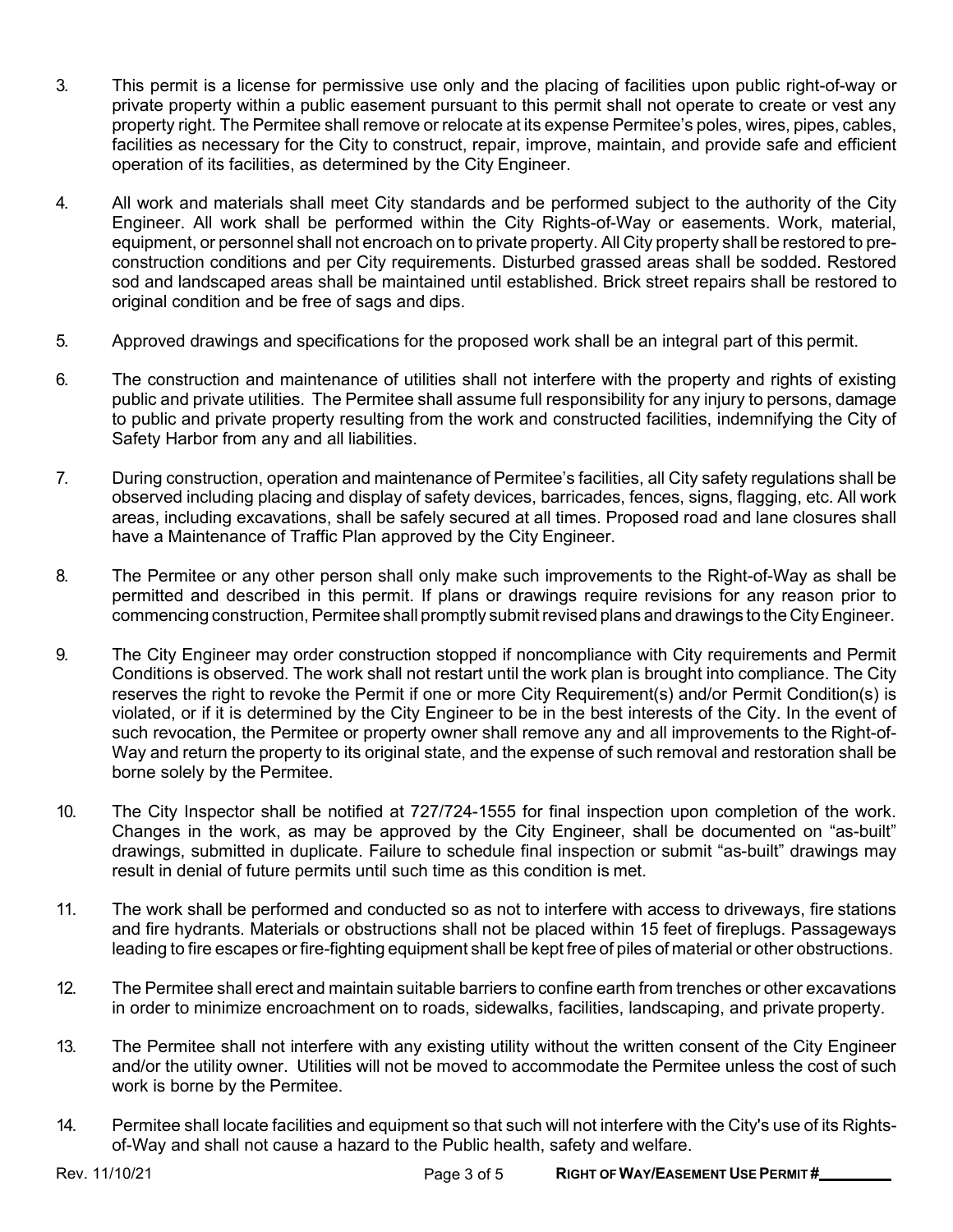3. This permit is a license for permissive use only and the placing of facilities upon public right-of-way or private property within a public easement pursuant to this permit shall not operate to create or vest any property right. The Permitee shall remove or relocate at its expense Permitee's poles, wires, pipes, cables, facilities as necessary for the City to construct, repair, improve, maintain, and provide safe and efficient operation of its facilities, as determined by the City Engineer.

4. All work and materials shall meet City standards and be performed subject to the authority of the City Engineer. All work shall be performed within the City Rights-of-Way or easements. Work, material, equipment, or personnel shall not encroach on to private property. All City property shall be restored to pre-construction conditions and per City requirements. Disturbed grassed areas shall be sodded. Restored sod and landscaped areas shall be maintained until established. Brick street repairs shall be restored to original condition and be free of sags and dips.

5. Approved drawings and specifications for the proposed work shall be an integral part of this permit.

6. The construction and maintenance of utilities shall not interfere with the property and rights of existing public and private utilities. The Permitee shall assume full responsibility for any injury to persons, damage to public and private property resulting from the work and constructed facilities, indemnifying the City of Safety Harbor from any and all liabilities.

7. During construction, operation and maintenance of Permitee's facilities, all City safety regulations shall be observed including placing and display of safety devices, barricades, fences, signs, flagging, etc. All work areas, including excavations, shall be safely secured at all times. Proposed road and lane closures shall have a Maintenance of Traffic Plan approved by the City Engineer.

8. The Permitee or any other person shall only make such improvements to the Right-of-Way as shall be permitted and described in this permit. If plans or drawings require revisions for any reason prior to commencing construction, Permitee shall promptly submit revised plans and drawings to the City Engineer.

9. The City Engineer may order construction stopped if noncompliance with City requirements and Permit Conditions is observed. The work shall not restart until the work plan is brought into compliance. The City reserves the right to revoke the Permit if one or more City Requirement(s) and/or Permit Condition(s) is violated, or if it is determined by the City Engineer to be in the best interests of the City. In the event of such revocation, the Permitee or property owner shall remove any and all improvements to the Right-of-Way and return the property to its original state, and the expense of such removal and restoration shall be borne solely by the Permitee.

10. The City Inspector shall be notified at 727/724-1555 for final inspection upon completion of the work. Changes in the work, as may be approved by the City Engineer, shall be documented on "as-built" drawings, submitted in duplicate. Failure to schedule final inspection or submit "as-built" drawings may result in denial of future permits until such time as this condition is met.

11. The work shall be performed and conducted so as not to interfere with access to driveways, fire stations and fire hydrants. Materials or obstructions shall not be placed within 15 feet of fireplugs. Passageways leading to fire escapes or fire-fighting equipment shall be kept free of piles of material or other obstructions.

12. The Permitee shall erect and maintain suitable barriers to confine earth from trenches or other excavations in order to minimize encroachment on to roads, sidewalks, facilities, landscaping, and private property.

13. The Permitee shall not interfere with any existing utility without the written consent of the City Engineer and/or the utility owner. Utilities will not be moved to accommodate the Permitee unless the cost of such work is borne by the Permitee.

14. Permitee shall locate facilities and equipment so that such will not interfere with the City's use of its Rights-of-Way and shall not cause a hazard to the Public health, safety and welfare.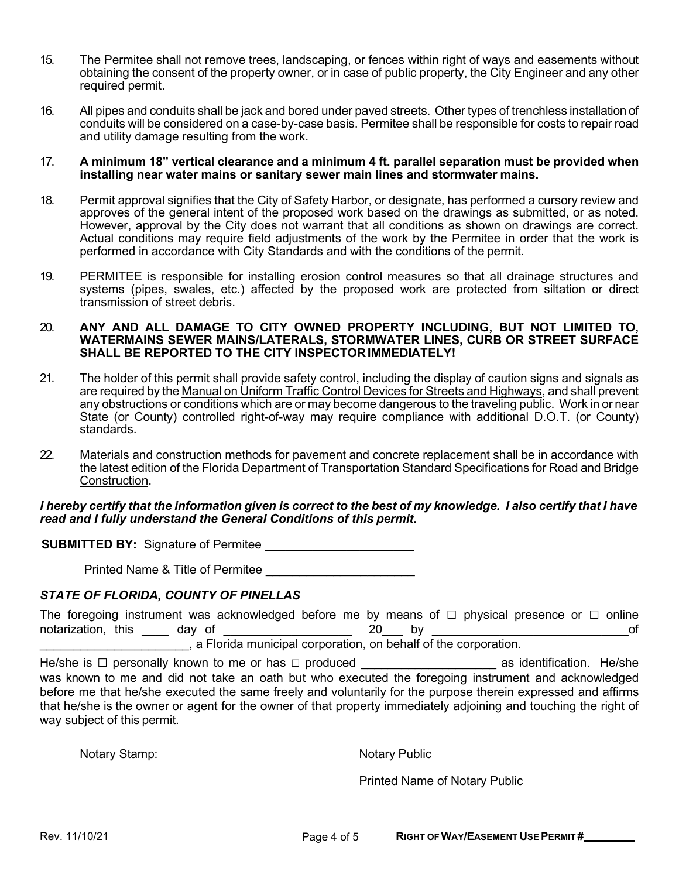15. The Permitee shall not remove trees, landscaping, or fences within right of ways and easements without obtaining the consent of the property owner, or in case of public property, the City Engineer and any other required permit.

16. All pipes and conduits shall be jack and bored under paved streets. Other types of trenchless installation of conduits will be considered on a case-by-case basis. Permitee shall be responsible for costs to repair road and utility damage resulting from the work.

17. **A minimum 18" vertical clearance and a minimum 4 ft. parallel separation must be provided when installing near water mains or sanitary sewer main lines and stormwater mains.**

18. Permit approval signifies that the City of Safety Harbor, or designate, has performed a cursory review and approves of the general intent of the proposed work based on the drawings as submitted, or as noted. However, approval by the City does not warrant that all conditions as shown on drawings are correct. Actual conditions may require field adjustments of the work by the Permitee in order that the work is performed in accordance with City Standards and with the conditions of the permit.

19. PERMITEE is responsible for installing erosion control measures so that all drainage structures and systems (pipes, swales, etc.) affected by the proposed work are protected from siltation or direct transmission of street debris.

20. **ANY AND ALL DAMAGE TO CITY OWNED PROPERTY INCLUDING, BUT NOT LIMITED TO, WATERMAINS SEWER MAINS/LATERALS, STORMWATER LINES, CURB OR STREET SURFACE SHALL BE REPORTED TO THE CITY INSPECTOR IMMEDIATELY!**

21. The holder of this permit shall provide safety control, including the display of caution signs and signals as are required by the Manual on Uniform Traffic Control Devices for Streets and Highways, and shall prevent any obstructions or conditions which are or may become dangerous to the traveling public. Work in or near State (or County) controlled right-of-way may require compliance with additional D.O.T. (or County) standards.

22. Materials and construction methods for pavement and concrete replacement shall be in accordance with the latest edition of the Florida Department of Transportation Standard Specifications for Road and Bridge Construction.

***I hereby certify that the information given is correct to the best of my knowledge. I also certify that I have read and I fully understand the General Conditions of this permit.***

**SUBMITTED BY:** Signature of Permitee ______________________

Printed Name & Title of Permitee ______________________

***STATE OF FLORIDA, COUNTY OF PINELLAS***

The foregoing instrument was acknowledged before me by means of ☐ physical presence or ☐ online notarization, this ____ day of ___________________ 20___ by ______________________________of ______________________, a Florida municipal corporation, on behalf of the corporation.

He/she is ☐ personally known to me or has ☐ produced ____________________ as identification. He/she was known to me and did not take an oath but who executed the foregoing instrument and acknowledged before me that he/she executed the same freely and voluntarily for the purpose therein expressed and affirms that he/she is the owner or agent for the owner of that property immediately adjoining and touching the right of way subject of this permit.

Notary Stamp:

______________________________
Notary Public

______________________________
Printed Name of Notary Public

Rev. 11/10/21

**RIGHT OF WAY/EASEMENT USE PERMIT #**_________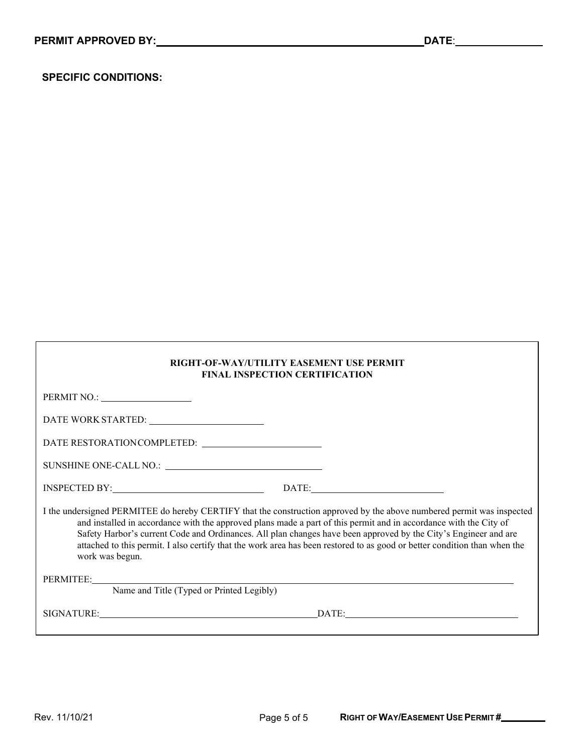**PERMIT APPROVED BY:** _______________ **DATE**: _______________

**SPECIFIC CONDITIONS:**

**RIGHT-OF-WAY/UTILITY EASEMENT USE PERMIT**
**FINAL INSPECTION CERTIFICATION**

PERMIT NO.: _______________

DATE WORK STARTED: _______________

DATE RESTORATION COMPLETED: _______________

SUNSHINE ONE-CALL NO.: _______________

INSPECTED BY: _______________ DATE: _______________

I the undersigned PERMITEE do hereby CERTIFY that the construction approved by the above numbered permit was inspected and installed in accordance with the approved plans made a part of this permit and in accordance with the City of Safety Harbor's current Code and Ordinances. All plan changes have been approved by the City's Engineer and are attached to this permit. I also certify that the work area has been restored to as good or better condition than when the work was begun.

PERMITEE: _______________
Name and Title (Typed or Printed Legibly)

SIGNATURE: _______________ DATE: _______________

Rev. 11/10/21

**RIGHT OF WAY/EASEMENT USE PERMIT #** _______________